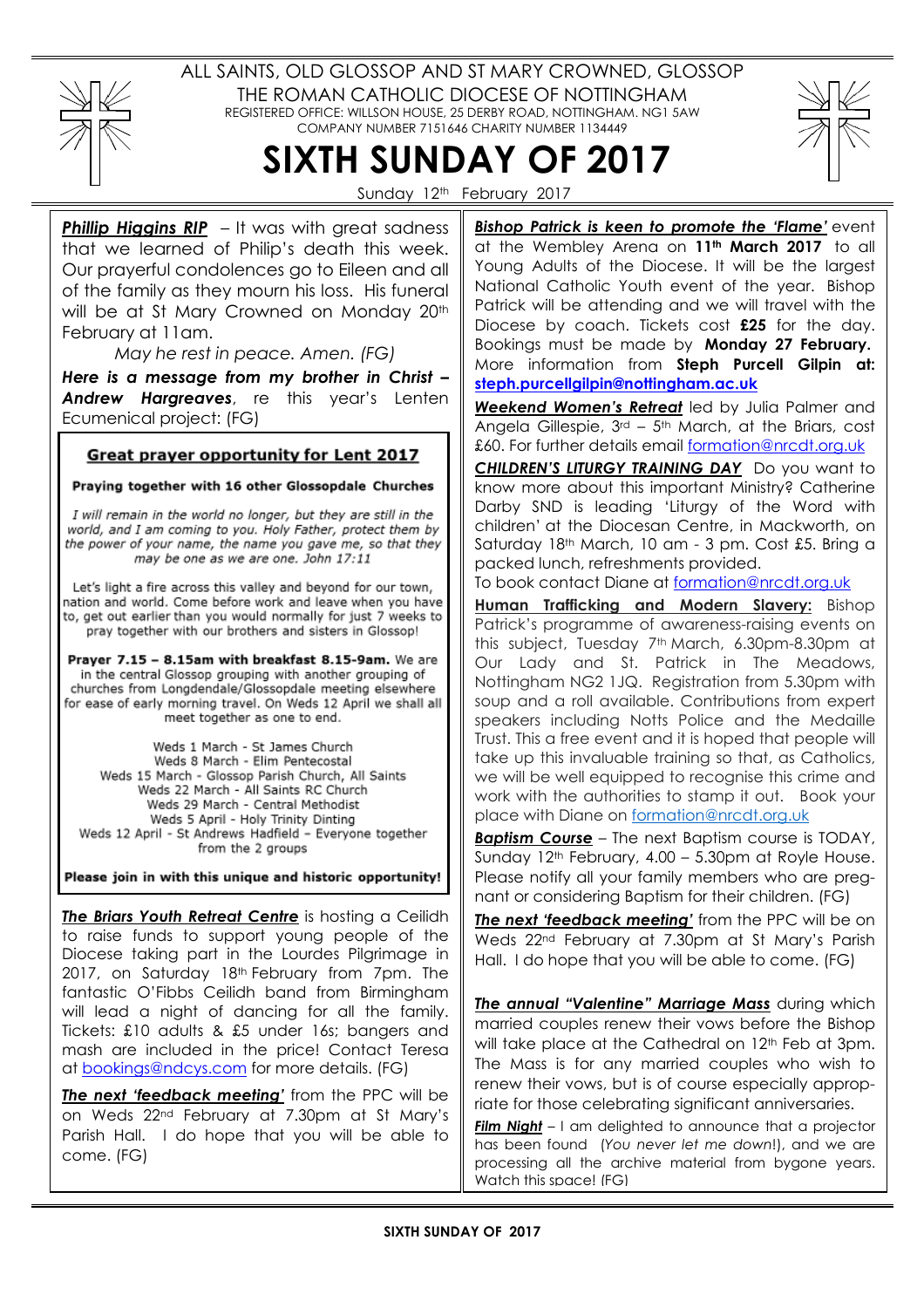ALL SAINTS, OLD GLOSSOP AND ST MARY CROWNED, GLOSSOP

THE ROMAN CATHOLIC DIOCESE OF NOTTINGHAM

REGISTERED OFFICE: WILLSON HOUSE, 25 DERBY ROAD, NOTTINGHAM. NG1 5AW

COMPANY NUMBER 7151646 CHARITY NUMBER 1134449

# SIXTH SUNDAY OF 2017

Sunday 12th February 2017

***Phillip Higgins RIP*** – It was with great sadness that we learned of Philip's death this week. Our prayerful condolences go to Eileen and all of the family as they mourn his loss. His funeral will be at St Mary Crowned on Monday 20th February at 11am.

*May he rest in peace. Amen. (FG)*

***Here is a message from my brother in Christ – Andrew Hargreaves***, re this year's Lenten Ecumenical project: (FG)

## Great prayer opportunity for Lent 2017

**Praying together with 16 other Glossopdale Churches**

*I will remain in the world no longer, but they are still in the world, and I am coming to you. Holy Father, protect them by the power of your name, the name you gave me, so that they may be one as we are one. John 17:11*

Let's light a fire across this valley and beyond for our town, nation and world. Come before work and leave when you have to, get out earlier than you would normally for just 7 weeks to pray together with our brothers and sisters in Glossop!

**Prayer 7.15 – 8.15am with breakfast 8.15-9am.** We are in the central Glossop grouping with another grouping of churches from Longdendale/Glossopdale meeting elsewhere for ease of early morning travel. On Weds 12 April we shall all meet together as one to end.

Weds 1 March - St James Church
Weds 8 March - Elim Pentecostal
Weds 15 March - Glossop Parish Church, All Saints
Weds 22 March - All Saints RC Church
Weds 29 March - Central Methodist
Weds 5 April - Holy Trinity Dinting
Weds 12 April - St Andrews Hadfield – Everyone together from the 2 groups

**Please join in with this unique and historic opportunity!**

***The Briars Youth Retreat Centre*** is hosting a Ceilidh to raise funds to support young people of the Diocese taking part in the Lourdes Pilgrimage in 2017, on Saturday 18th February from 7pm. The fantastic O'Fibbs Ceilidh band from Birmingham will lead a night of dancing for all the family. Tickets: £10 adults & £5 under 16s; bangers and mash are included in the price! Contact Teresa at bookings@ndcys.com for more details. (FG)

***The next 'feedback meeting'*** from the PPC will be on Weds 22nd February at 7.30pm at St Mary's Parish Hall. I do hope that you will be able to come. (FG)

***Bishop Patrick is keen to promote the 'Flame'*** event at the Wembley Arena on **11th March 2017** to all Young Adults of the Diocese. It will be the largest National Catholic Youth event of the year. Bishop Patrick will be attending and we will travel with the Diocese by coach. Tickets cost **£25** for the day. Bookings must be made by **Monday 27 February.** More information from **Steph Purcell Gilpin at: steph.purcellgilpin@nottingham.ac.uk**

***Weekend Women's Retreat*** led by Julia Palmer and Angela Gillespie, 3rd – 5th March, at the Briars, cost £60. For further details email formation@nrcdt.org.uk

***CHILDREN'S LITURGY TRAINING DAY*** Do you want to know more about this important Ministry? Catherine Darby SND is leading 'Liturgy of the Word with children' at the Diocesan Centre, in Mackworth, on Saturday 18th March, 10 am - 3 pm. Cost £5. Bring a packed lunch, refreshments provided.

To book contact Diane at formation@nrcdt.org.uk

**Human Trafficking and Modern Slavery:** Bishop Patrick's programme of awareness-raising events on this subject, Tuesday 7th March, 6.30pm-8.30pm at Our Lady and St. Patrick in The Meadows, Nottingham NG2 1JQ. Registration from 5.30pm with soup and a roll available. Contributions from expert speakers including Notts Police and the Medaille Trust. This a free event and it is hoped that people will take up this invaluable training so that, as Catholics, we will be well equipped to recognise this crime and work with the authorities to stamp it out. Book your place with Diane on formation@nrcdt.org.uk

***Baptism Course*** – The next Baptism course is TODAY, Sunday 12th February, 4.00 – 5.30pm at Royle House. Please notify all your family members who are pregnant or considering Baptism for their children. (FG)

***The next 'feedback meeting'*** from the PPC will be on Weds 22nd February at 7.30pm at St Mary's Parish Hall. I do hope that you will be able to come. (FG)

***The annual "Valentine" Marriage Mass*** during which married couples renew their vows before the Bishop will take place at the Cathedral on 12th Feb at 3pm. The Mass is for any married couples who wish to renew their vows, but is of course especially appropriate for those celebrating significant anniversaries.

***Film Night*** – I am delighted to announce that a projector has been found (*You never let me down!*), and we are processing all the archive material from bygone years. Watch this space! (FG)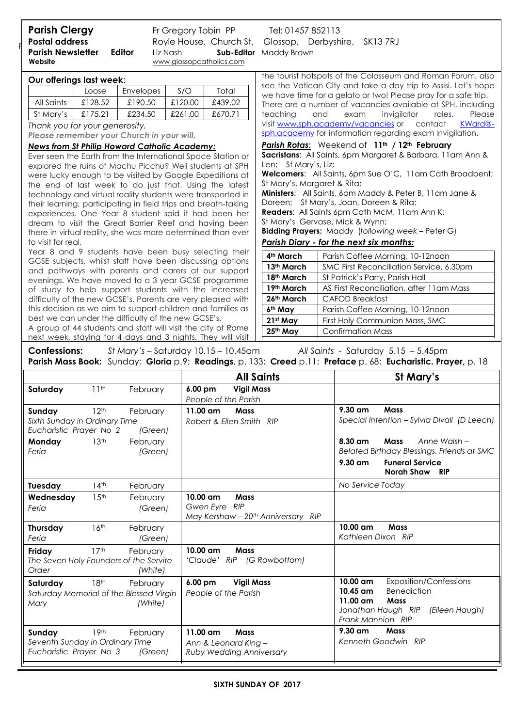**Parish Clergy** Fr Gregory Tobin PP Tel: 01457 852113
**Postal address** Royle House, Church St, Glossop, Derbyshire, SK13 7RJ
**Parish Newsletter Editor** Liz Nash **Sub-Editor** Maddy Brown
**Website** www.glossopcatholics.com

**Our offerings last week**:

| | Loose | Envelopes | S/O | Total |
|---|---|---|---|---|
| All Saints | £128.52 | £190.50 | £120.00 | £439.02 |
| St Mary's | £175.21 | £234.50 | £261.00 | £670.71 |

*Thank you for your generosity.*

***Please remember your Church in your will.***

***News from St Philip Howard Catholic Academy:***

Ever seen the Earth from the International Space Station or explored the ruins of Machu Picchu? Well students at SPH were lucky enough to be visited by Google Expeditions at the end of last week to do just that. Using the latest technology and virtual reality students were transported in their learning, participating in field trips and breath-taking experiences. One Year 8 student said it had been her dream to visit the Great Barrier Reef and having been there in virtual reality, she was more determined than ever to visit for real.

Year 8 and 9 students have been busy selecting their GCSE subjects, whilst staff have been discussing options and pathways with parents and carers at our support evenings. We have moved to a 3 year GCSE programme of study to help support students with the increased difficulty of the new GCSE's. Parents are very pleased with this decision as we aim to support children and families as best we can under the difficulty of the new GCSE's.

A group of 44 students and staff will visit the city of Rome next week, staying for 4 days and 3 nights. They will visit the tourist hotspots of the Colosseum and Roman Forum, also see the Vatican City and take a day trip to Assisi. Let's hope we have time for a gelato or two! Please pray for a safe trip. There are a number of vacancies available at SPH, including teaching and exam invigilator roles. Please visit www.sph.academy/vacancies or contact KWard@sph.academy for information regarding exam invigilation.

***Parish Rotas:*** Weekend of **11th / 12th February**

**Sacristans**: All Saints, 6pm Margaret & Barbara, 11am Ann & Len; St Mary's, Liz;

**Welcomers**: All Saints, 6pm Sue O'C, 11am Cath Broadbent; St Mary's, Margaret & Rita;

**Ministers**: All Saints, 6pm Maddy & Peter B, 11am Jane & Doreen; St Mary's, Joan, Doreen & Rita;

**Readers**: All Saints 6pm Cath McM, 11am Ann K; St Mary's Gervase, Mick & Wynn;

**Bidding Prayers:** Maddy (*following week* – Peter G)

***Parish Diary - for the next six months:***

| | |
|---|---|
| **4th March** | Parish Coffee Morning, 10-12noon |
| **13th March** | SMC First Reconciliation Service, 6.30pm |
| **18th March** | St Patrick's Party, Parish Hall |
| **19th March** | AS First Reconciliation, after 11am Mass |
| **26th March** | CAFOD Breakfast |
| **6th May** | Parish Coffee Morning, 10-12noon |
| **21st May** | First Holy Communion Mass, SMC |
| **25th May** | Confirmation Mass |

**Confessions:** *St Mary's* – Saturday 10.15 – 10.45am *All Saints* - Saturday 5.15 – 5.45pm

**Parish Mass Book:** Sunday: **Gloria** p.9; **Readings**, p. 133; **Creed** p.11; **Preface** p. 68; **Eucharistic. Prayer,** p. 18

| | **All Saints** | **St Mary's** |
|---|---|---|
| **Saturday** 11th February | **6.00 pm Vigil Mass** *People of the Parish* | |
| **Sunday** 12th February *Sixth Sunday in Ordinary Time* *Eucharistic Prayer No 2 (Green)* | **11.00 am Mass** *Robert & Ellen Smith RIP* | **9.30 am Mass** *Special Intention – Sylvia Divall (D Leech)* |
| **Monday** 13th February *Feria (Green)* | | **8.30 am Mass** *Anne Walsh – Belated Birthday Blessings, Friends at SMC* **9.30 am Funeral Service Norah Shaw RIP** |
| **Tuesday** 14th February | | *No Service Today* |
| **Wednesday** 15th February *Feria (Green)* | **10.00 am Mass** *Gwen Eyre RIP* *May Kershaw – 20th Anniversary RIP* | |
| **Thursday** 16th February *Feria (Green)* | | **10.00 am Mass** *Kathleen Dixon RIP* |
| **Friday** 17th February *The Seven Holy Founders of the Servite Order (White)* | **10.00 am Mass** *'Claude' RIP (G Rowbottom)* | |
| **Saturday** 18th February *Saturday Memorial of the Blessed Virgin Mary (White)* | **6.00 pm Vigil Mass** *People of the Parish* | **10.00 am** Exposition/Confessions **10.45 am** Benediction **11.00 am Mass** *Jonathan Haugh RIP (Eileen Haugh)* *Frank Mannion RIP* |
| **Sunday** 19th February *Seventh Sunday in Ordinary Time* *Eucharistic Prayer No 3 (Green)* | **11.00 am Mass** *Ann & Leonard King – Ruby Wedding Anniversary* | **9.30 am Mass** *Kenneth Goodwin RIP* |

**SIXTH SUNDAY OF 2017**